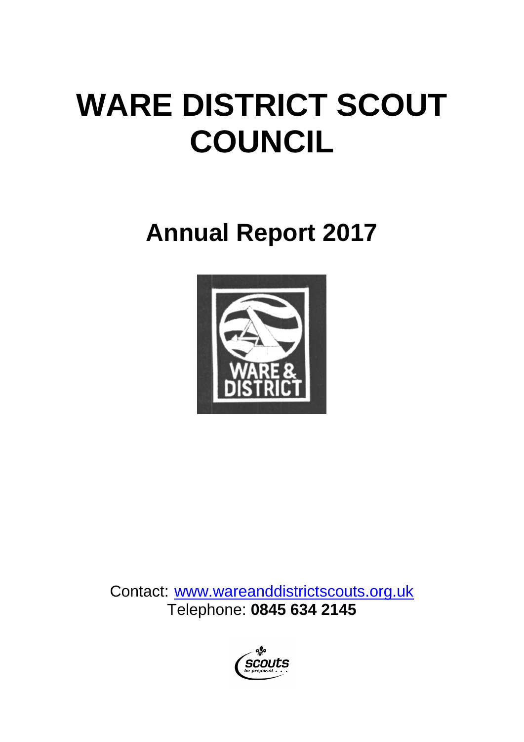# WARE DISTRICT SCOUT COUNCIL

## Annual Report 2017

Contact: [www.wareanddistrictscouts.org.uk](http://www.wareanddistrictscouts.org.uk)
Telephone: **0845 634 2145**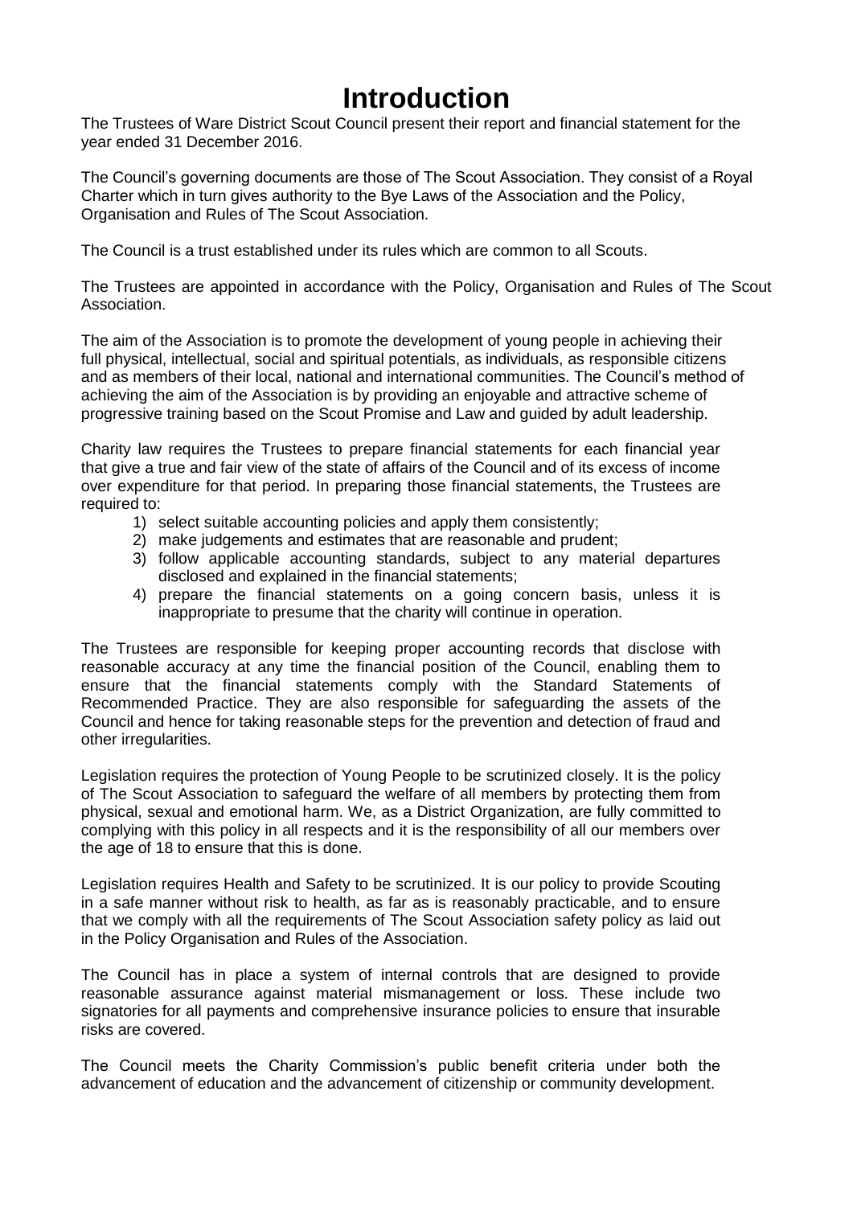# Introduction

The Trustees of Ware District Scout Council present their report and financial statement for the year ended 31 December 2016.

The Council's governing documents are those of The Scout Association. They consist of a Royal Charter which in turn gives authority to the Bye Laws of the Association and the Policy, Organisation and Rules of The Scout Association.

The Council is a trust established under its rules which are common to all Scouts.

The Trustees are appointed in accordance with the Policy, Organisation and Rules of The Scout Association.

The aim of the Association is to promote the development of young people in achieving their full physical, intellectual, social and spiritual potentials, as individuals, as responsible citizens and as members of their local, national and international communities. The Council's method of achieving the aim of the Association is by providing an enjoyable and attractive scheme of progressive training based on the Scout Promise and Law and guided by adult leadership.

Charity law requires the Trustees to prepare financial statements for each financial year that give a true and fair view of the state of affairs of the Council and of its excess of income over expenditure for that period. In preparing those financial statements, the Trustees are required to:

1) select suitable accounting policies and apply them consistently;
2) make judgements and estimates that are reasonable and prudent;
3) follow applicable accounting standards, subject to any material departures disclosed and explained in the financial statements;
4) prepare the financial statements on a going concern basis, unless it is inappropriate to presume that the charity will continue in operation.

The Trustees are responsible for keeping proper accounting records that disclose with reasonable accuracy at any time the financial position of the Council, enabling them to ensure that the financial statements comply with the Standard Statements of Recommended Practice. They are also responsible for safeguarding the assets of the Council and hence for taking reasonable steps for the prevention and detection of fraud and other irregularities.

Legislation requires the protection of Young People to be scrutinized closely. It is the policy of The Scout Association to safeguard the welfare of all members by protecting them from physical, sexual and emotional harm. We, as a District Organization, are fully committed to complying with this policy in all respects and it is the responsibility of all our members over the age of 18 to ensure that this is done.

Legislation requires Health and Safety to be scrutinized. It is our policy to provide Scouting in a safe manner without risk to health, as far as is reasonably practicable, and to ensure that we comply with all the requirements of The Scout Association safety policy as laid out in the Policy Organisation and Rules of the Association.

The Council has in place a system of internal controls that are designed to provide reasonable assurance against material mismanagement or loss. These include two signatories for all payments and comprehensive insurance policies to ensure that insurable risks are covered.

The Council meets the Charity Commission's public benefit criteria under both the advancement of education and the advancement of citizenship or community development.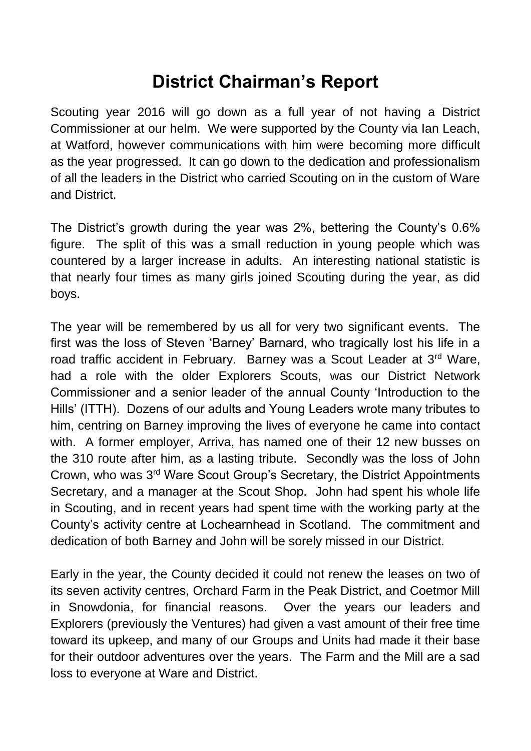# District Chairman's Report

Scouting year 2016 will go down as a full year of not having a District Commissioner at our helm. We were supported by the County via Ian Leach, at Watford, however communications with him were becoming more difficult as the year progressed. It can go down to the dedication and professionalism of all the leaders in the District who carried Scouting on in the custom of Ware and District.

The District's growth during the year was 2%, bettering the County's 0.6% figure. The split of this was a small reduction in young people which was countered by a larger increase in adults. An interesting national statistic is that nearly four times as many girls joined Scouting during the year, as did boys.

The year will be remembered by us all for very two significant events. The first was the loss of Steven 'Barney' Barnard, who tragically lost his life in a road traffic accident in February. Barney was a Scout Leader at 3rd Ware, had a role with the older Explorers Scouts, was our District Network Commissioner and a senior leader of the annual County 'Introduction to the Hills' (ITTH). Dozens of our adults and Young Leaders wrote many tributes to him, centring on Barney improving the lives of everyone he came into contact with. A former employer, Arriva, has named one of their 12 new busses on the 310 route after him, as a lasting tribute. Secondly was the loss of John Crown, who was 3rd Ware Scout Group's Secretary, the District Appointments Secretary, and a manager at the Scout Shop. John had spent his whole life in Scouting, and in recent years had spent time with the working party at the County's activity centre at Lochearnhead in Scotland. The commitment and dedication of both Barney and John will be sorely missed in our District.

Early in the year, the County decided it could not renew the leases on two of its seven activity centres, Orchard Farm in the Peak District, and Coetmor Mill in Snowdonia, for financial reasons. Over the years our leaders and Explorers (previously the Ventures) had given a vast amount of their free time toward its upkeep, and many of our Groups and Units had made it their base for their outdoor adventures over the years. The Farm and the Mill are a sad loss to everyone at Ware and District.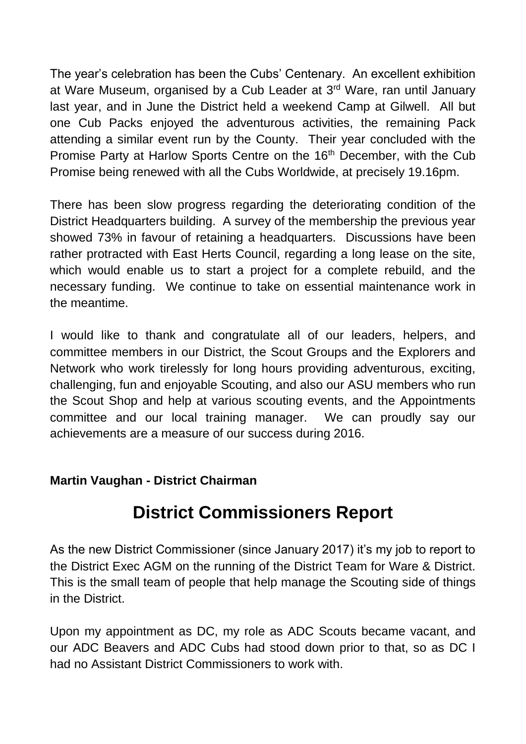The year's celebration has been the Cubs' Centenary. An excellent exhibition at Ware Museum, organised by a Cub Leader at 3rd Ware, ran until January last year, and in June the District held a weekend Camp at Gilwell. All but one Cub Packs enjoyed the adventurous activities, the remaining Pack attending a similar event run by the County. Their year concluded with the Promise Party at Harlow Sports Centre on the 16th December, with the Cub Promise being renewed with all the Cubs Worldwide, at precisely 19.16pm.

There has been slow progress regarding the deteriorating condition of the District Headquarters building. A survey of the membership the previous year showed 73% in favour of retaining a headquarters. Discussions have been rather protracted with East Herts Council, regarding a long lease on the site, which would enable us to start a project for a complete rebuild, and the necessary funding. We continue to take on essential maintenance work in the meantime.

I would like to thank and congratulate all of our leaders, helpers, and committee members in our District, the Scout Groups and the Explorers and Network who work tirelessly for long hours providing adventurous, exciting, challenging, fun and enjoyable Scouting, and also our ASU members who run the Scout Shop and help at various scouting events, and the Appointments committee and our local training manager. We can proudly say our achievements are a measure of our success during 2016.

**Martin Vaughan - District Chairman**

# District Commissioners Report

As the new District Commissioner (since January 2017) it's my job to report to the District Exec AGM on the running of the District Team for Ware & District. This is the small team of people that help manage the Scouting side of things in the District.

Upon my appointment as DC, my role as ADC Scouts became vacant, and our ADC Beavers and ADC Cubs had stood down prior to that, so as DC I had no Assistant District Commissioners to work with.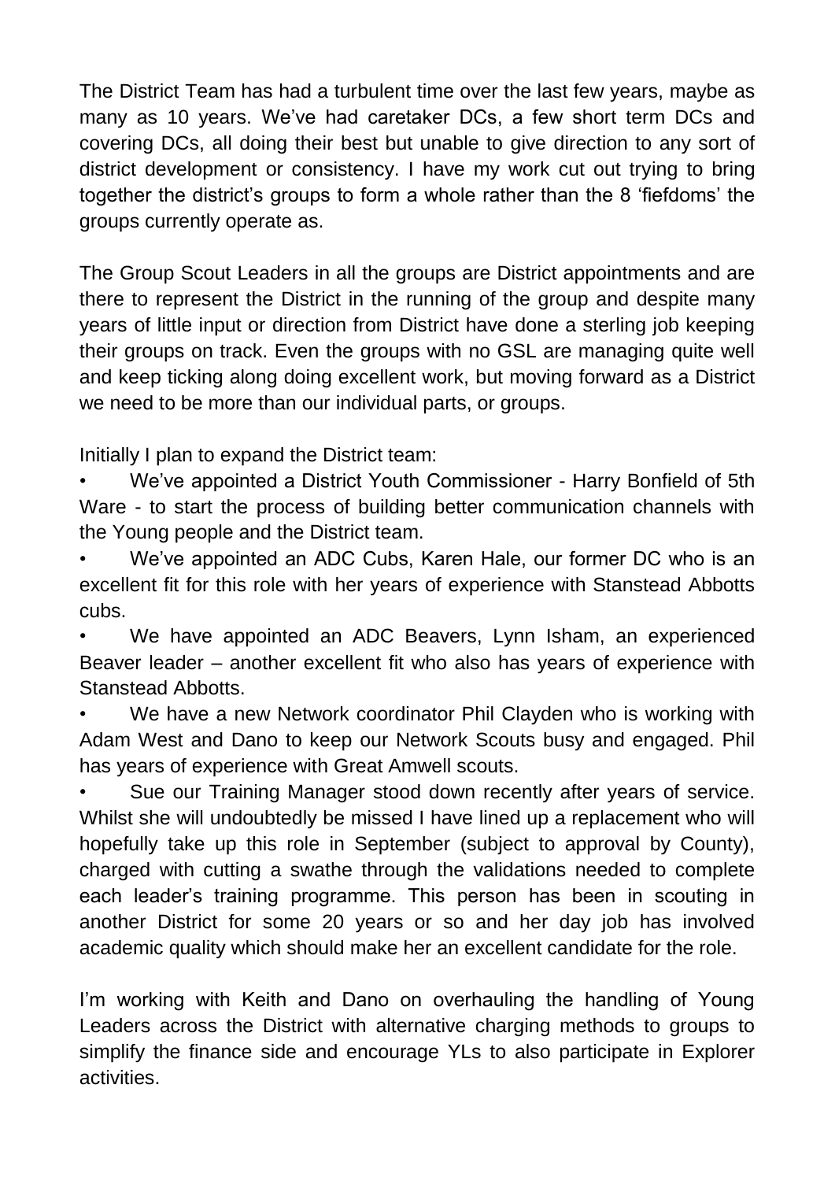The District Team has had a turbulent time over the last few years, maybe as many as 10 years. We've had caretaker DCs, a few short term DCs and covering DCs, all doing their best but unable to give direction to any sort of district development or consistency. I have my work cut out trying to bring together the district's groups to form a whole rather than the 8 'fiefdoms' the groups currently operate as.

The Group Scout Leaders in all the groups are District appointments and are there to represent the District in the running of the group and despite many years of little input or direction from District have done a sterling job keeping their groups on track. Even the groups with no GSL are managing quite well and keep ticking along doing excellent work, but moving forward as a District we need to be more than our individual parts, or groups.

Initially I plan to expand the District team:

- We've appointed a District Youth Commissioner - Harry Bonfield of 5th Ware - to start the process of building better communication channels with the Young people and the District team.
- We've appointed an ADC Cubs, Karen Hale, our former DC who is an excellent fit for this role with her years of experience with Stanstead Abbotts cubs.
- We have appointed an ADC Beavers, Lynn Isham, an experienced Beaver leader – another excellent fit who also has years of experience with Stanstead Abbotts.
- We have a new Network coordinator Phil Clayden who is working with Adam West and Dano to keep our Network Scouts busy and engaged. Phil has years of experience with Great Amwell scouts.
- Sue our Training Manager stood down recently after years of service. Whilst she will undoubtedly be missed I have lined up a replacement who will hopefully take up this role in September (subject to approval by County), charged with cutting a swathe through the validations needed to complete each leader's training programme. This person has been in scouting in another District for some 20 years or so and her day job has involved academic quality which should make her an excellent candidate for the role.

I'm working with Keith and Dano on overhauling the handling of Young Leaders across the District with alternative charging methods to groups to simplify the finance side and encourage YLs to also participate in Explorer activities.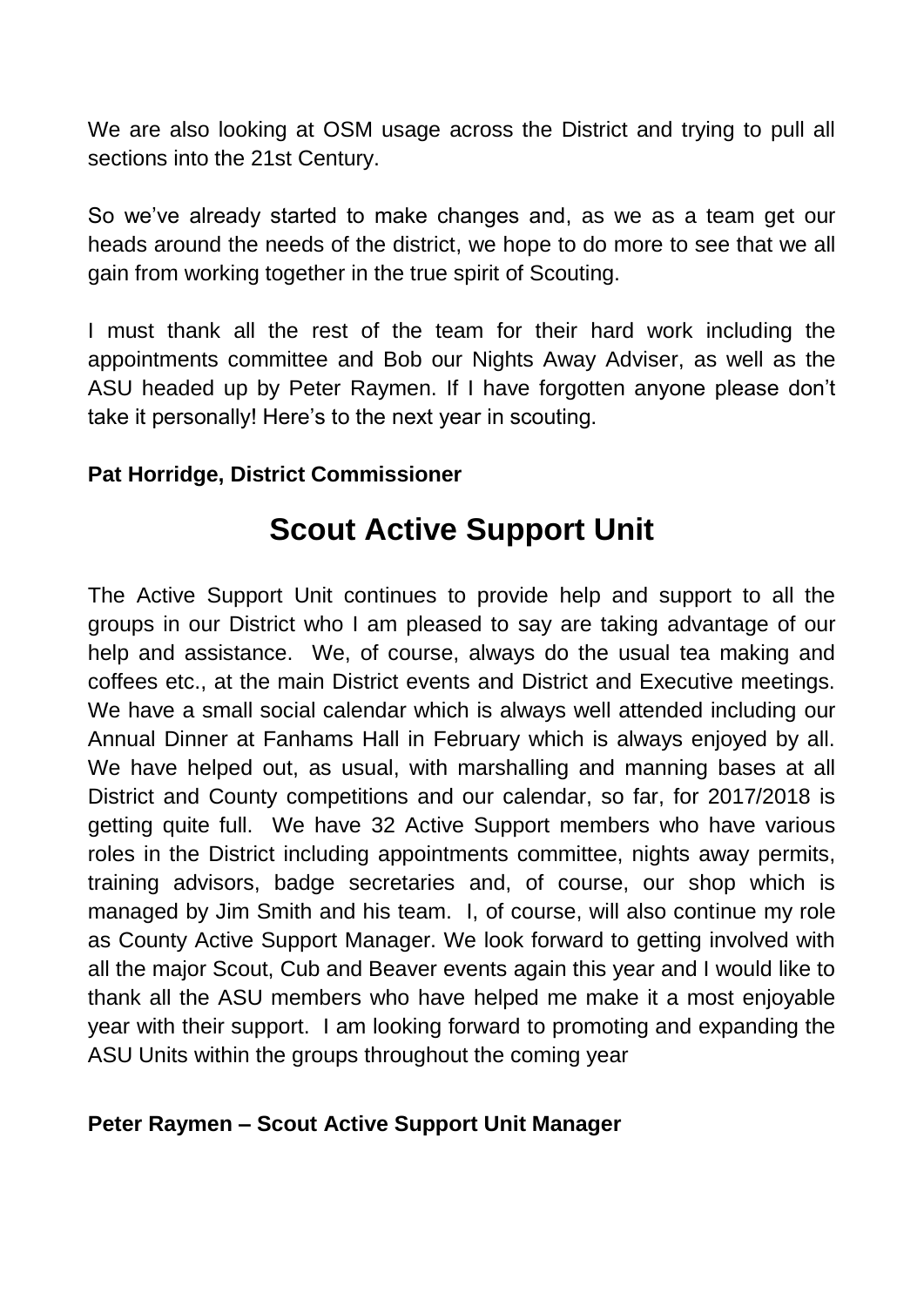We are also looking at OSM usage across the District and trying to pull all sections into the 21st Century.

So we've already started to make changes and, as we as a team get our heads around the needs of the district, we hope to do more to see that we all gain from working together in the true spirit of Scouting.

I must thank all the rest of the team for their hard work including the appointments committee and Bob our Nights Away Adviser, as well as the ASU headed up by Peter Raymen. If I have forgotten anyone please don't take it personally! Here's to the next year in scouting.

**Pat Horridge, District Commissioner**

# Scout Active Support Unit

The Active Support Unit continues to provide help and support to all the groups in our District who I am pleased to say are taking advantage of our help and assistance. We, of course, always do the usual tea making and coffees etc., at the main District events and District and Executive meetings. We have a small social calendar which is always well attended including our Annual Dinner at Fanhams Hall in February which is always enjoyed by all. We have helped out, as usual, with marshalling and manning bases at all District and County competitions and our calendar, so far, for 2017/2018 is getting quite full. We have 32 Active Support members who have various roles in the District including appointments committee, nights away permits, training advisors, badge secretaries and, of course, our shop which is managed by Jim Smith and his team. I, of course, will also continue my role as County Active Support Manager. We look forward to getting involved with all the major Scout, Cub and Beaver events again this year and I would like to thank all the ASU members who have helped me make it a most enjoyable year with their support. I am looking forward to promoting and expanding the ASU Units within the groups throughout the coming year

**Peter Raymen – Scout Active Support Unit Manager**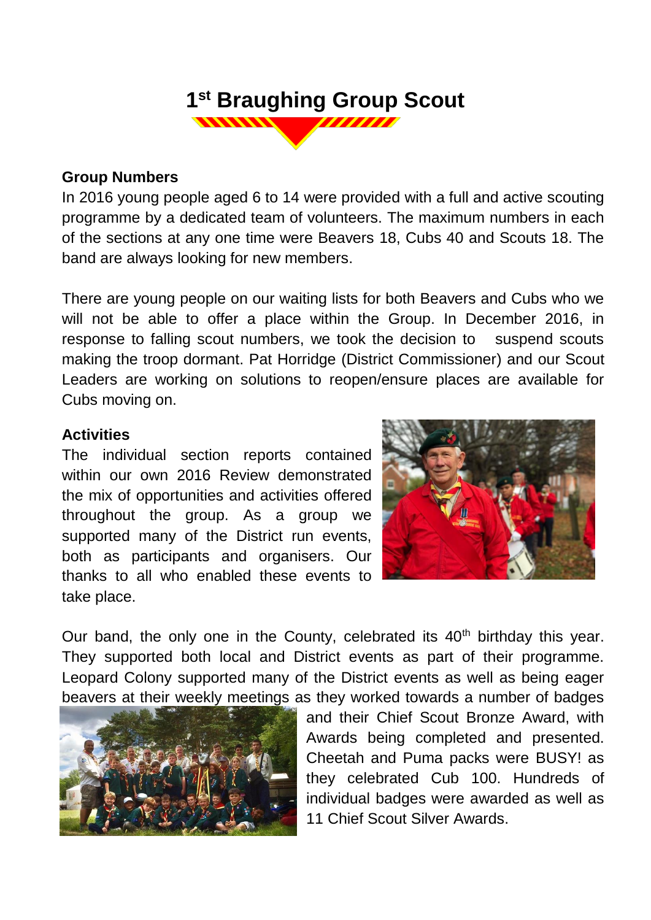# 1st Braughing Group Scout

## Group Numbers

In 2016 young people aged 6 to 14 were provided with a full and active scouting programme by a dedicated team of volunteers. The maximum numbers in each of the sections at any one time were Beavers 18, Cubs 40 and Scouts 18. The band are always looking for new members.

There are young people on our waiting lists for both Beavers and Cubs who we will not be able to offer a place within the Group. In December 2016, in response to falling scout numbers, we took the decision to suspend scouts making the troop dormant. Pat Horridge (District Commissioner) and our Scout Leaders are working on solutions to reopen/ensure places are available for Cubs moving on.

## Activities

The individual section reports contained within our own 2016 Review demonstrated the mix of opportunities and activities offered throughout the group. As a group we supported many of the District run events, both as participants and organisers. Our thanks to all who enabled these events to take place.

Our band, the only one in the County, celebrated its 40th birthday this year. They supported both local and District events as part of their programme. Leopard Colony supported many of the District events as well as being eager beavers at their weekly meetings as they worked towards a number of badges and their Chief Scout Bronze Award, with Awards being completed and presented. Cheetah and Puma packs were BUSY! as they celebrated Cub 100. Hundreds of individual badges were awarded as well as 11 Chief Scout Silver Awards.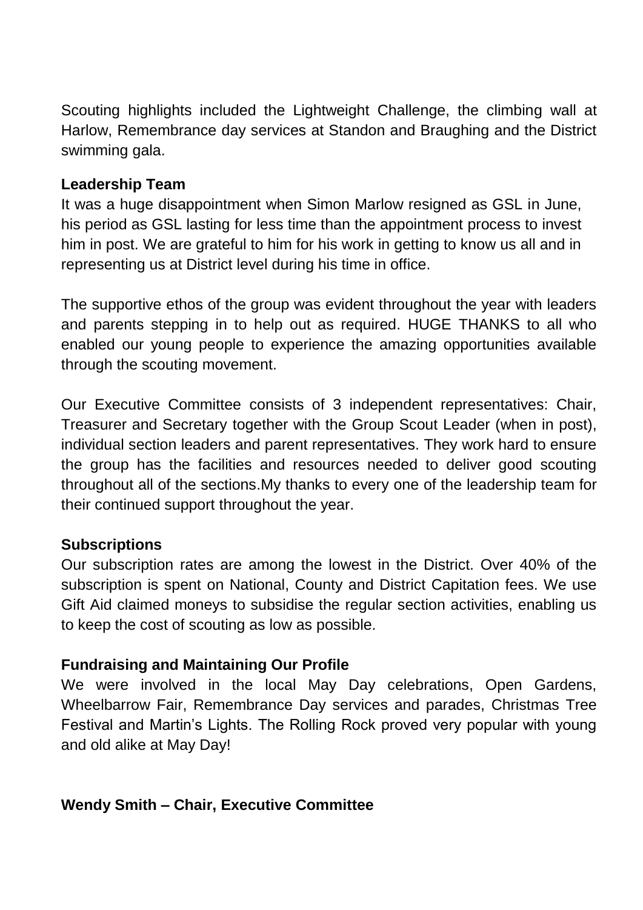Scouting highlights included the Lightweight Challenge, the climbing wall at Harlow, Remembrance day services at Standon and Braughing and the District swimming gala.

**Leadership Team**

It was a huge disappointment when Simon Marlow resigned as GSL in June, his period as GSL lasting for less time than the appointment process to invest him in post. We are grateful to him for his work in getting to know us all and in representing us at District level during his time in office.

The supportive ethos of the group was evident throughout the year with leaders and parents stepping in to help out as required. HUGE THANKS to all who enabled our young people to experience the amazing opportunities available through the scouting movement.

Our Executive Committee consists of 3 independent representatives: Chair, Treasurer and Secretary together with the Group Scout Leader (when in post), individual section leaders and parent representatives. They work hard to ensure the group has the facilities and resources needed to deliver good scouting throughout all of the sections.My thanks to every one of the leadership team for their continued support throughout the year.

**Subscriptions**

Our subscription rates are among the lowest in the District. Over 40% of the subscription is spent on National, County and District Capitation fees. We use Gift Aid claimed moneys to subsidise the regular section activities, enabling us to keep the cost of scouting as low as possible.

**Fundraising and Maintaining Our Profile**

We were involved in the local May Day celebrations, Open Gardens, Wheelbarrow Fair, Remembrance Day services and parades, Christmas Tree Festival and Martin's Lights. The Rolling Rock proved very popular with young and old alike at May Day!

**Wendy Smith – Chair, Executive Committee**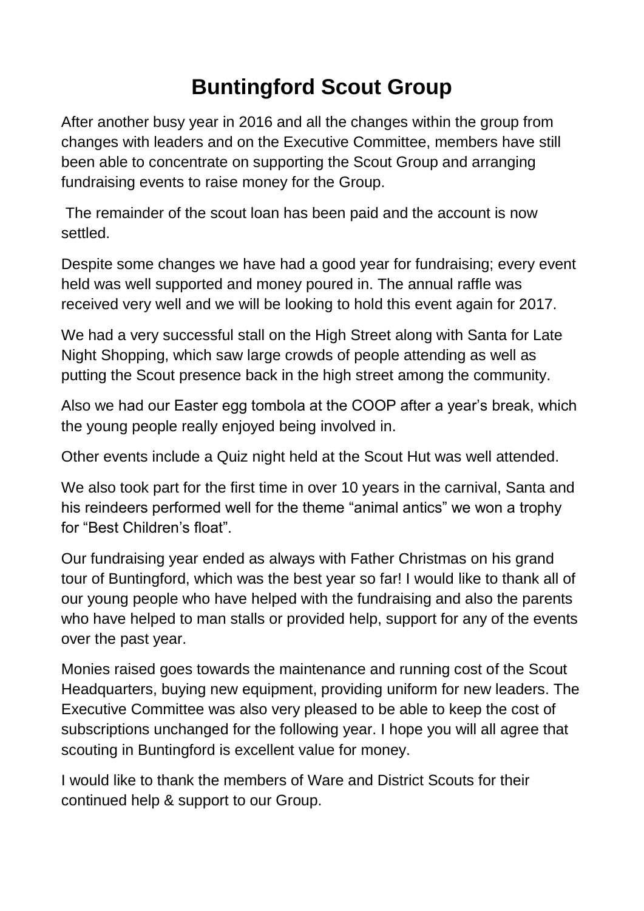# Buntingford Scout Group

After another busy year in 2016 and all the changes within the group from changes with leaders and on the Executive Committee, members have still been able to concentrate on supporting the Scout Group and arranging fundraising events to raise money for the Group.

The remainder of the scout loan has been paid and the account is now settled.

Despite some changes we have had a good year for fundraising; every event held was well supported and money poured in. The annual raffle was received very well and we will be looking to hold this event again for 2017.

We had a very successful stall on the High Street along with Santa for Late Night Shopping, which saw large crowds of people attending as well as putting the Scout presence back in the high street among the community.

Also we had our Easter egg tombola at the COOP after a year's break, which the young people really enjoyed being involved in.

Other events include a Quiz night held at the Scout Hut was well attended.

We also took part for the first time in over 10 years in the carnival, Santa and his reindeers performed well for the theme "animal antics" we won a trophy for "Best Children's float".

Our fundraising year ended as always with Father Christmas on his grand tour of Buntingford, which was the best year so far! I would like to thank all of our young people who have helped with the fundraising and also the parents who have helped to man stalls or provided help, support for any of the events over the past year.

Monies raised goes towards the maintenance and running cost of the Scout Headquarters, buying new equipment, providing uniform for new leaders. The Executive Committee was also very pleased to be able to keep the cost of subscriptions unchanged for the following year. I hope you will all agree that scouting in Buntingford is excellent value for money.

I would like to thank the members of Ware and District Scouts for their continued help & support to our Group.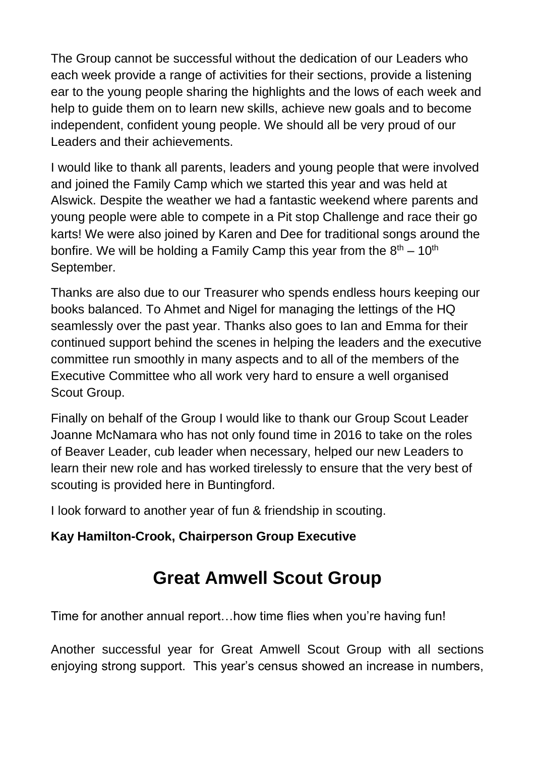The Group cannot be successful without the dedication of our Leaders who each week provide a range of activities for their sections, provide a listening ear to the young people sharing the highlights and the lows of each week and help to guide them on to learn new skills, achieve new goals and to become independent, confident young people. We should all be very proud of our Leaders and their achievements.

I would like to thank all parents, leaders and young people that were involved and joined the Family Camp which we started this year and was held at Alswick. Despite the weather we had a fantastic weekend where parents and young people were able to compete in a Pit stop Challenge and race their go karts! We were also joined by Karen and Dee for traditional songs around the bonfire. We will be holding a Family Camp this year from the 8th – 10th September.

Thanks are also due to our Treasurer who spends endless hours keeping our books balanced. To Ahmet and Nigel for managing the lettings of the HQ seamlessly over the past year. Thanks also goes to Ian and Emma for their continued support behind the scenes in helping the leaders and the executive committee run smoothly in many aspects and to all of the members of the Executive Committee who all work very hard to ensure a well organised Scout Group.

Finally on behalf of the Group I would like to thank our Group Scout Leader Joanne McNamara who has not only found time in 2016 to take on the roles of Beaver Leader, cub leader when necessary, helped our new Leaders to learn their new role and has worked tirelessly to ensure that the very best of scouting is provided here in Buntingford.

I look forward to another year of fun & friendship in scouting.

**Kay Hamilton-Crook, Chairperson Group Executive**

# Great Amwell Scout Group

Time for another annual report…how time flies when you're having fun!

Another successful year for Great Amwell Scout Group with all sections enjoying strong support. This year's census showed an increase in numbers,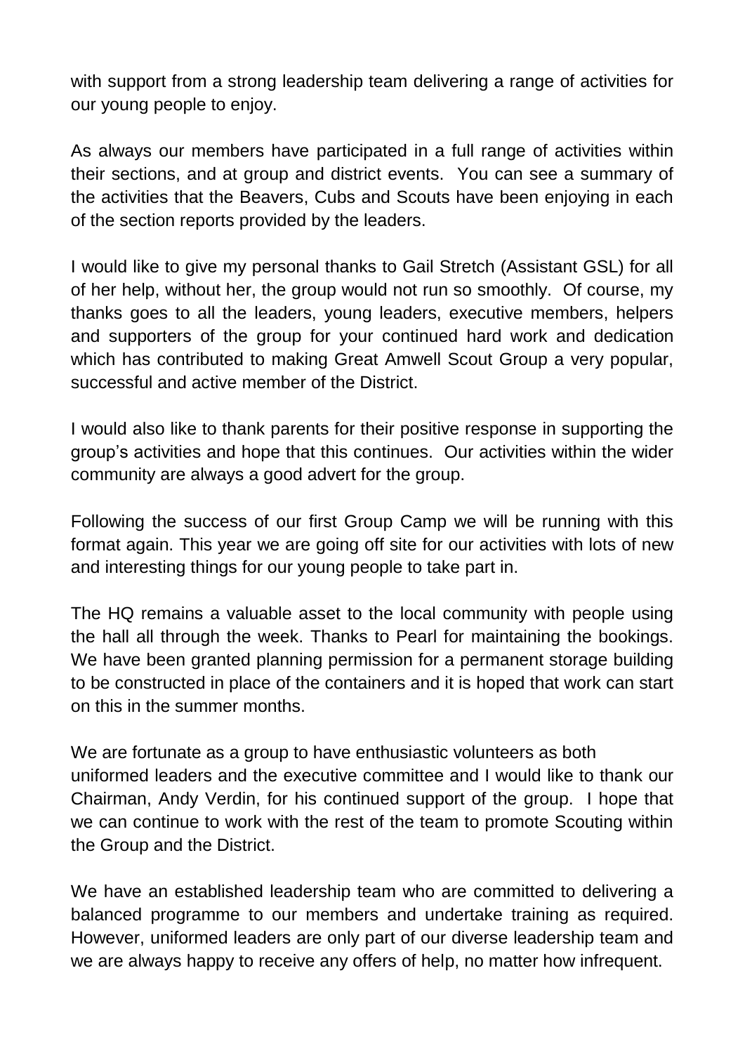with support from a strong leadership team delivering a range of activities for our young people to enjoy.

As always our members have participated in a full range of activities within their sections, and at group and district events. You can see a summary of the activities that the Beavers, Cubs and Scouts have been enjoying in each of the section reports provided by the leaders.

I would like to give my personal thanks to Gail Stretch (Assistant GSL) for all of her help, without her, the group would not run so smoothly. Of course, my thanks goes to all the leaders, young leaders, executive members, helpers and supporters of the group for your continued hard work and dedication which has contributed to making Great Amwell Scout Group a very popular, successful and active member of the District.

I would also like to thank parents for their positive response in supporting the group's activities and hope that this continues. Our activities within the wider community are always a good advert for the group.

Following the success of our first Group Camp we will be running with this format again. This year we are going off site for our activities with lots of new and interesting things for our young people to take part in.

The HQ remains a valuable asset to the local community with people using the hall all through the week. Thanks to Pearl for maintaining the bookings. We have been granted planning permission for a permanent storage building to be constructed in place of the containers and it is hoped that work can start on this in the summer months.

We are fortunate as a group to have enthusiastic volunteers as both uniformed leaders and the executive committee and I would like to thank our Chairman, Andy Verdin, for his continued support of the group. I hope that we can continue to work with the rest of the team to promote Scouting within the Group and the District.

We have an established leadership team who are committed to delivering a balanced programme to our members and undertake training as required. However, uniformed leaders are only part of our diverse leadership team and we are always happy to receive any offers of help, no matter how infrequent.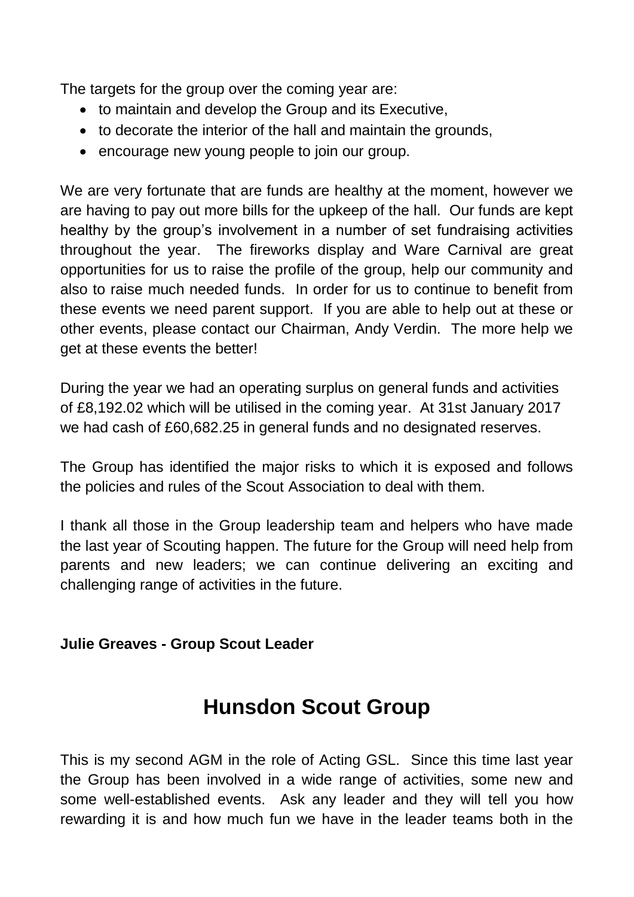The targets for the group over the coming year are:

- to maintain and develop the Group and its Executive,
- to decorate the interior of the hall and maintain the grounds,
- encourage new young people to join our group.

We are very fortunate that are funds are healthy at the moment, however we are having to pay out more bills for the upkeep of the hall. Our funds are kept healthy by the group's involvement in a number of set fundraising activities throughout the year. The fireworks display and Ware Carnival are great opportunities for us to raise the profile of the group, help our community and also to raise much needed funds. In order for us to continue to benefit from these events we need parent support. If you are able to help out at these or other events, please contact our Chairman, Andy Verdin. The more help we get at these events the better!

During the year we had an operating surplus on general funds and activities of £8,192.02 which will be utilised in the coming year. At 31st January 2017 we had cash of £60,682.25 in general funds and no designated reserves.

The Group has identified the major risks to which it is exposed and follows the policies and rules of the Scout Association to deal with them.

I thank all those in the Group leadership team and helpers who have made the last year of Scouting happen. The future for the Group will need help from parents and new leaders; we can continue delivering an exciting and challenging range of activities in the future.

**Julie Greaves - Group Scout Leader**

# Hunsdon Scout Group

This is my second AGM in the role of Acting GSL. Since this time last year the Group has been involved in a wide range of activities, some new and some well-established events. Ask any leader and they will tell you how rewarding it is and how much fun we have in the leader teams both in the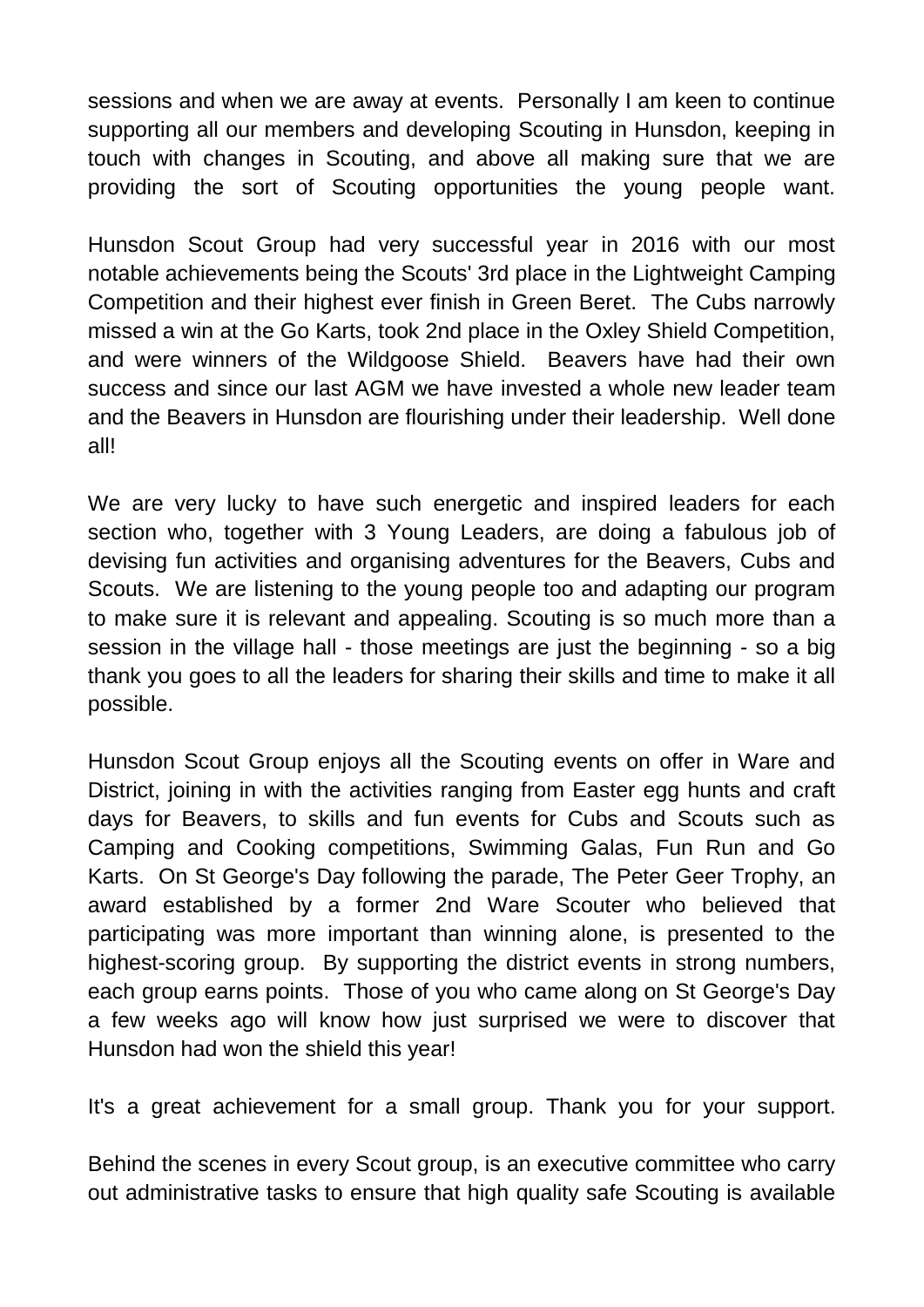sessions and when we are away at events. Personally I am keen to continue supporting all our members and developing Scouting in Hunsdon, keeping in touch with changes in Scouting, and above all making sure that we are providing the sort of Scouting opportunities the young people want.

Hunsdon Scout Group had very successful year in 2016 with our most notable achievements being the Scouts' 3rd place in the Lightweight Camping Competition and their highest ever finish in Green Beret. The Cubs narrowly missed a win at the Go Karts, took 2nd place in the Oxley Shield Competition, and were winners of the Wildgoose Shield. Beavers have had their own success and since our last AGM we have invested a whole new leader team and the Beavers in Hunsdon are flourishing under their leadership. Well done all!

We are very lucky to have such energetic and inspired leaders for each section who, together with 3 Young Leaders, are doing a fabulous job of devising fun activities and organising adventures for the Beavers, Cubs and Scouts. We are listening to the young people too and adapting our program to make sure it is relevant and appealing. Scouting is so much more than a session in the village hall - those meetings are just the beginning - so a big thank you goes to all the leaders for sharing their skills and time to make it all possible.

Hunsdon Scout Group enjoys all the Scouting events on offer in Ware and District, joining in with the activities ranging from Easter egg hunts and craft days for Beavers, to skills and fun events for Cubs and Scouts such as Camping and Cooking competitions, Swimming Galas, Fun Run and Go Karts. On St George's Day following the parade, The Peter Geer Trophy, an award established by a former 2nd Ware Scouter who believed that participating was more important than winning alone, is presented to the highest-scoring group. By supporting the district events in strong numbers, each group earns points. Those of you who came along on St George's Day a few weeks ago will know how just surprised we were to discover that Hunsdon had won the shield this year!

It's a great achievement for a small group. Thank you for your support.

Behind the scenes in every Scout group, is an executive committee who carry out administrative tasks to ensure that high quality safe Scouting is available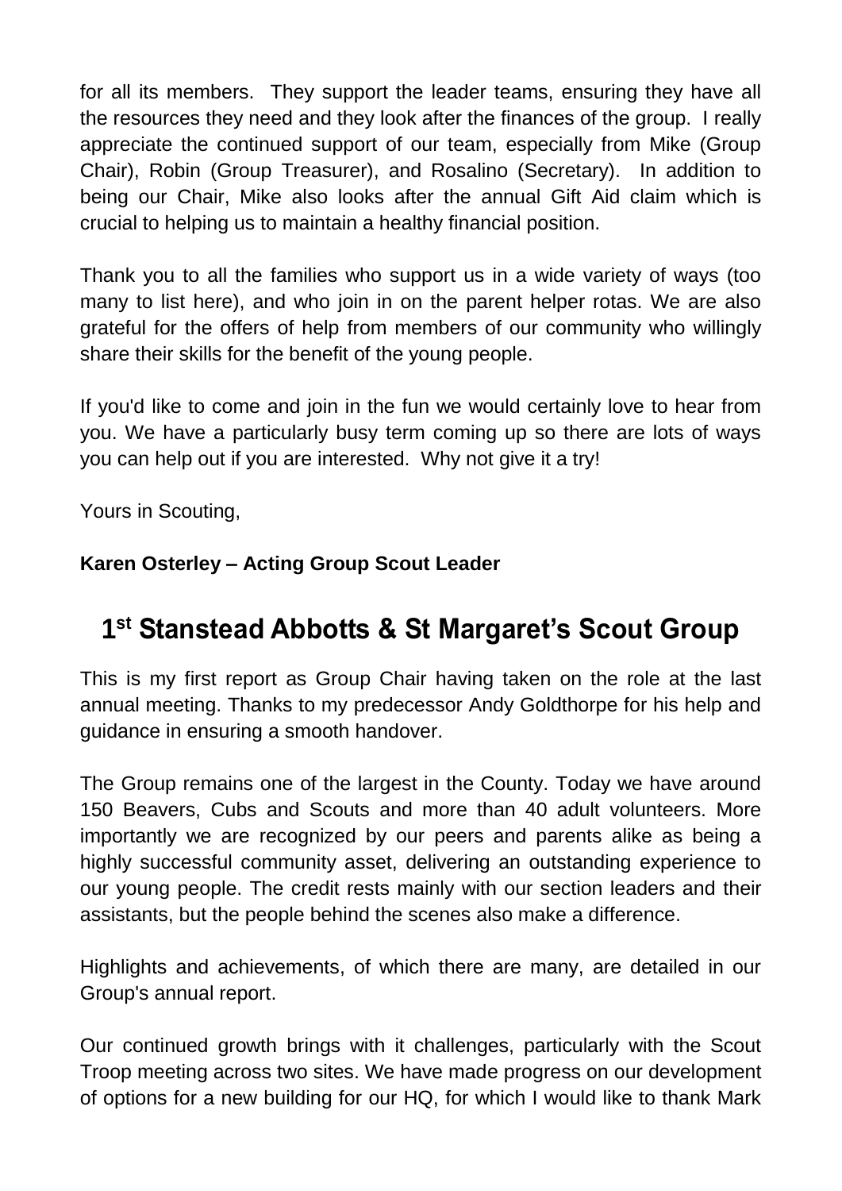for all its members. They support the leader teams, ensuring they have all the resources they need and they look after the finances of the group. I really appreciate the continued support of our team, especially from Mike (Group Chair), Robin (Group Treasurer), and Rosalino (Secretary). In addition to being our Chair, Mike also looks after the annual Gift Aid claim which is crucial to helping us to maintain a healthy financial position.

Thank you to all the families who support us in a wide variety of ways (too many to list here), and who join in on the parent helper rotas. We are also grateful for the offers of help from members of our community who willingly share their skills for the benefit of the young people.

If you'd like to come and join in the fun we would certainly love to hear from you. We have a particularly busy term coming up so there are lots of ways you can help out if you are interested. Why not give it a try!

Yours in Scouting,

**Karen Osterley – Acting Group Scout Leader**

## 1st Stanstead Abbotts & St Margaret's Scout Group

This is my first report as Group Chair having taken on the role at the last annual meeting. Thanks to my predecessor Andy Goldthorpe for his help and guidance in ensuring a smooth handover.

The Group remains one of the largest in the County. Today we have around 150 Beavers, Cubs and Scouts and more than 40 adult volunteers. More importantly we are recognized by our peers and parents alike as being a highly successful community asset, delivering an outstanding experience to our young people. The credit rests mainly with our section leaders and their assistants, but the people behind the scenes also make a difference.

Highlights and achievements, of which there are many, are detailed in our Group's annual report.

Our continued growth brings with it challenges, particularly with the Scout Troop meeting across two sites. We have made progress on our development of options for a new building for our HQ, for which I would like to thank Mark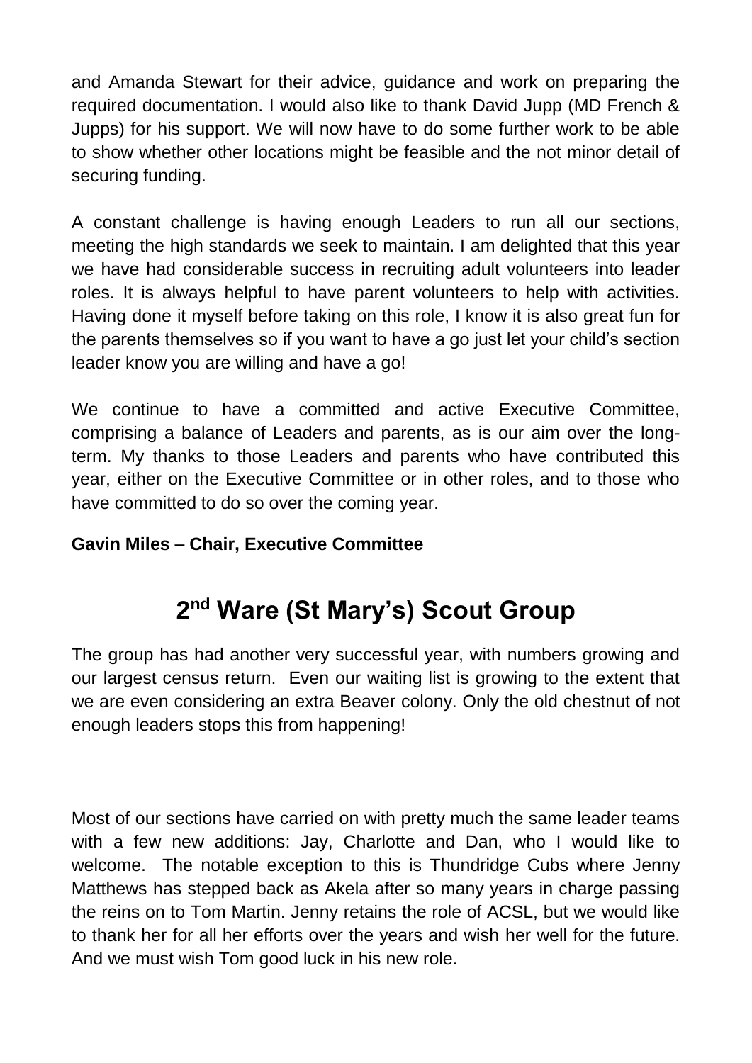and Amanda Stewart for their advice, guidance and work on preparing the required documentation. I would also like to thank David Jupp (MD French & Jupps) for his support. We will now have to do some further work to be able to show whether other locations might be feasible and the not minor detail of securing funding.

A constant challenge is having enough Leaders to run all our sections, meeting the high standards we seek to maintain. I am delighted that this year we have had considerable success in recruiting adult volunteers into leader roles. It is always helpful to have parent volunteers to help with activities. Having done it myself before taking on this role, I know it is also great fun for the parents themselves so if you want to have a go just let your child's section leader know you are willing and have a go!

We continue to have a committed and active Executive Committee, comprising a balance of Leaders and parents, as is our aim over the long-term. My thanks to those Leaders and parents who have contributed this year, either on the Executive Committee or in other roles, and to those who have committed to do so over the coming year.

**Gavin Miles – Chair, Executive Committee**

# 2nd Ware (St Mary's) Scout Group

The group has had another very successful year, with numbers growing and our largest census return. Even our waiting list is growing to the extent that we are even considering an extra Beaver colony. Only the old chestnut of not enough leaders stops this from happening!

Most of our sections have carried on with pretty much the same leader teams with a few new additions: Jay, Charlotte and Dan, who I would like to welcome. The notable exception to this is Thundridge Cubs where Jenny Matthews has stepped back as Akela after so many years in charge passing the reins on to Tom Martin. Jenny retains the role of ACSL, but we would like to thank her for all her efforts over the years and wish her well for the future. And we must wish Tom good luck in his new role.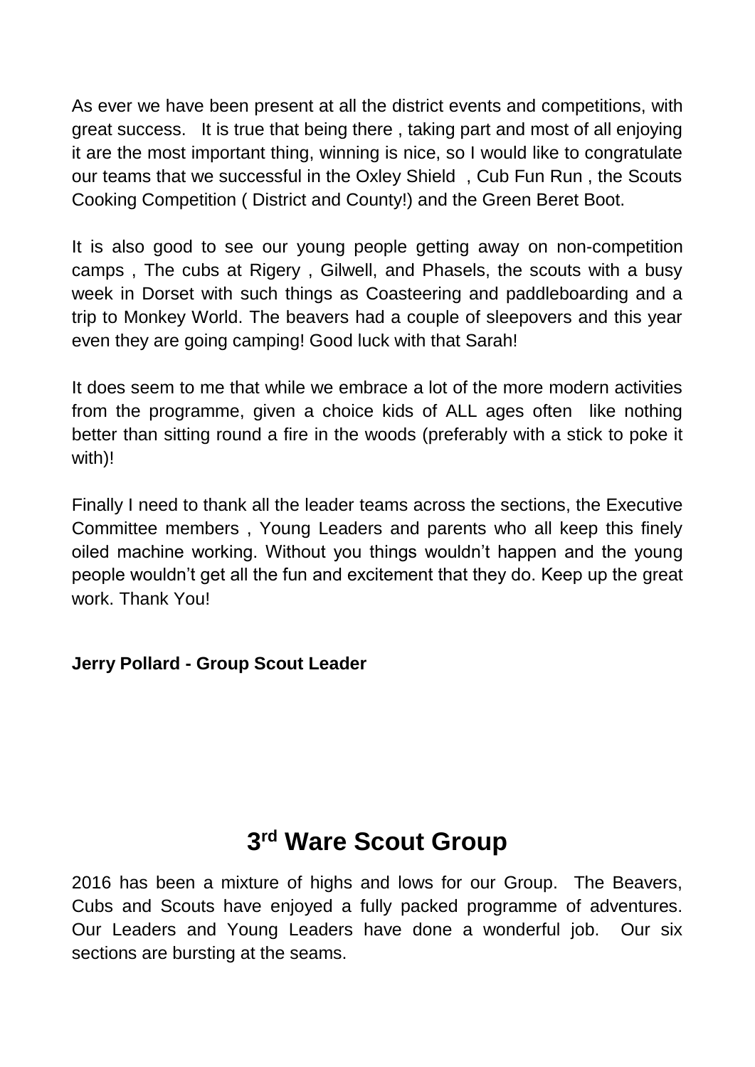As ever we have been present at all the district events and competitions, with great success. It is true that being there , taking part and most of all enjoying it are the most important thing, winning is nice, so I would like to congratulate our teams that we successful in the Oxley Shield , Cub Fun Run , the Scouts Cooking Competition ( District and County!) and the Green Beret Boot.

It is also good to see our young people getting away on non-competition camps , The cubs at Rigery , Gilwell, and Phasels, the scouts with a busy week in Dorset with such things as Coasteering and paddleboarding and a trip to Monkey World. The beavers had a couple of sleepovers and this year even they are going camping! Good luck with that Sarah!

It does seem to me that while we embrace a lot of the more modern activities from the programme, given a choice kids of ALL ages often like nothing better than sitting round a fire in the woods (preferably with a stick to poke it with)!

Finally I need to thank all the leader teams across the sections, the Executive Committee members , Young Leaders and parents who all keep this finely oiled machine working. Without you things wouldn't happen and the young people wouldn't get all the fun and excitement that they do. Keep up the great work. Thank You!

**Jerry Pollard - Group Scout Leader**

## 3rd Ware Scout Group

2016 has been a mixture of highs and lows for our Group. The Beavers, Cubs and Scouts have enjoyed a fully packed programme of adventures. Our Leaders and Young Leaders have done a wonderful job. Our six sections are bursting at the seams.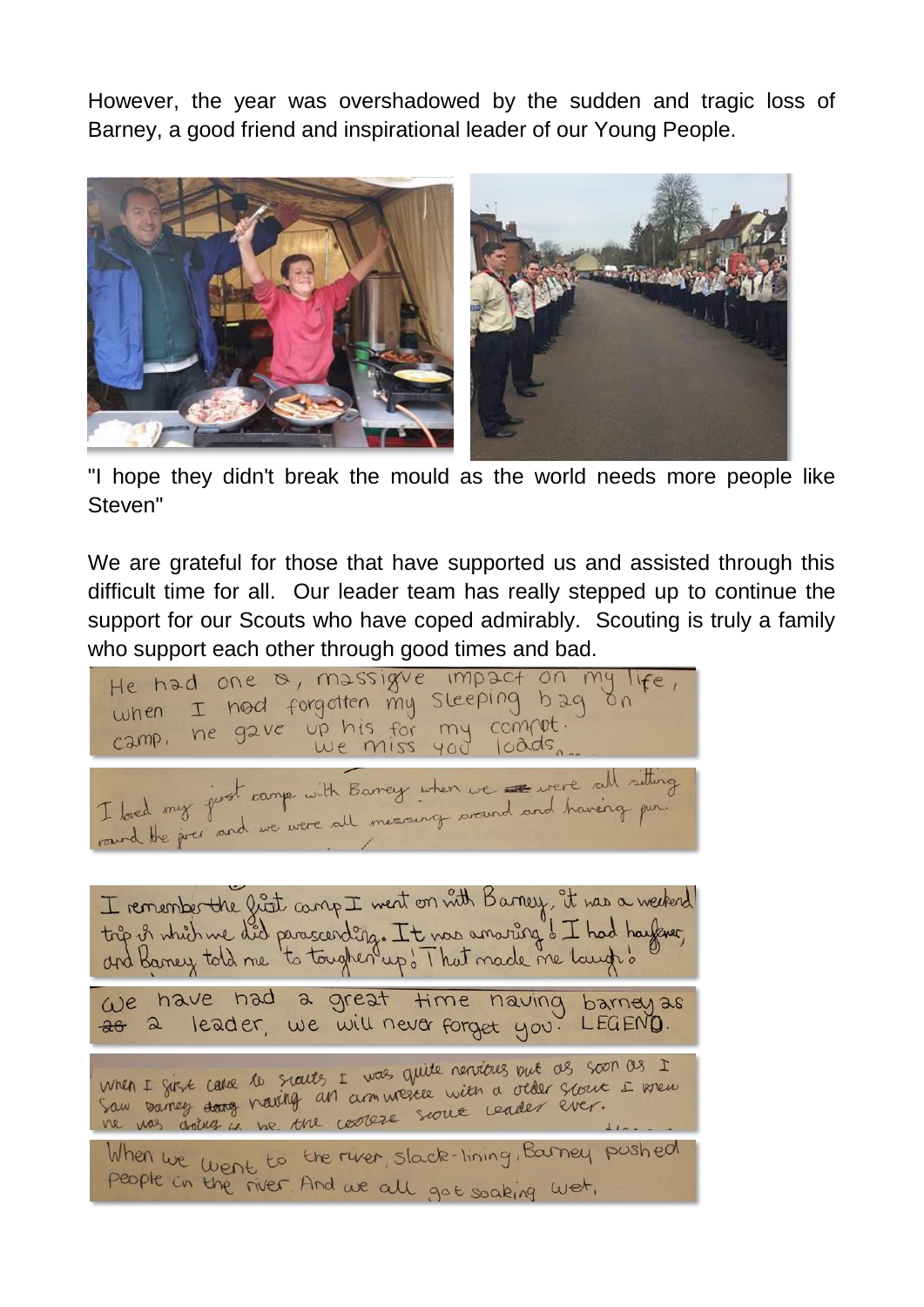However, the year was overshadowed by the sudden and tragic loss of Barney, a good friend and inspirational leader of our Young People.

"I hope they didn't break the mould as the world needs more people like Steven"

We are grateful for those that have supported us and assisted through this difficult time for all. Our leader team has really stepped up to continue the support for our Scouts who have coped admirably. Scouting is truly a family who support each other through good times and bad.

He had one a, massigve impact on my life, when I had forgotten my sleeping bag on camp, he gave up his for my comfot. We miss you loads...

I loved my first camp with Barney when we were all sitting round the fire and we were all messing around and having fun.

I remember the first camp I went on with Barney, it was a weekend trip in which we did parascending. It was amazing! I had hayfever, and Barney told me to toughen up! That made me laugh!

We have had a great time having barney as a leader, we will never forget you. LEGEND.

When I first came to scouts I was quite nervious but as soon as I saw barney having an arm wrestle with a older scout I knew he was going to be the coolest scout leader ever.

When we went to the river, slack-lining, Barney pushed people in the river. And we all got soaking wet.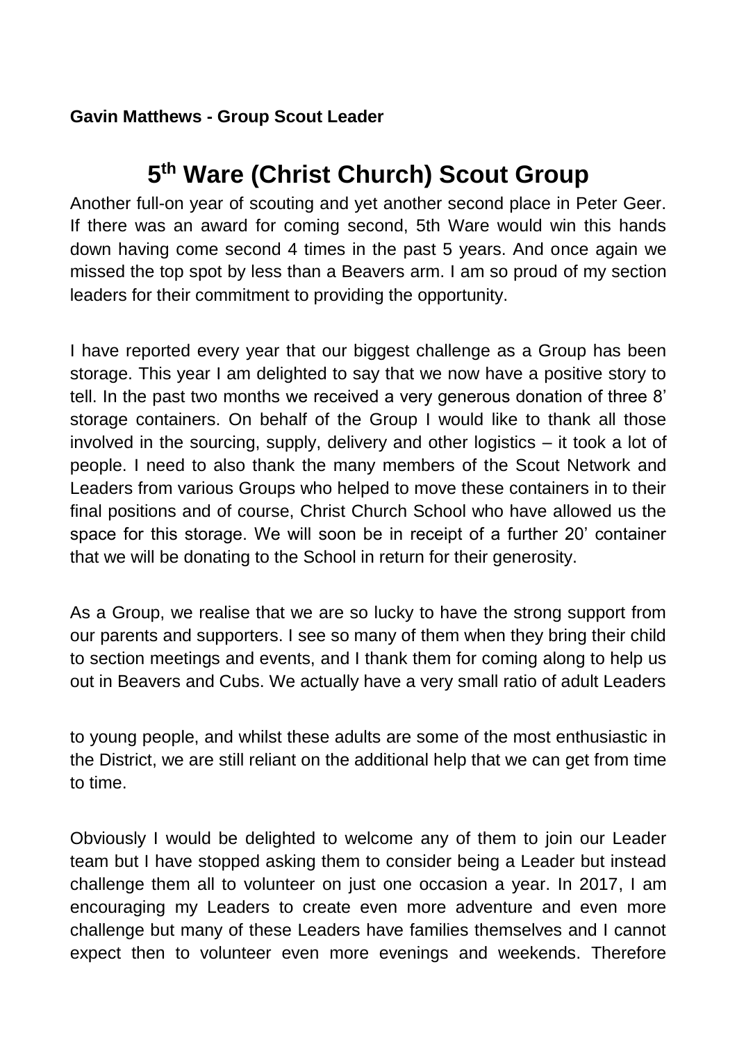**Gavin Matthews - Group Scout Leader**

# 5th Ware (Christ Church) Scout Group

Another full-on year of scouting and yet another second place in Peter Geer. If there was an award for coming second, 5th Ware would win this hands down having come second 4 times in the past 5 years. And once again we missed the top spot by less than a Beavers arm. I am so proud of my section leaders for their commitment to providing the opportunity.

I have reported every year that our biggest challenge as a Group has been storage. This year I am delighted to say that we now have a positive story to tell. In the past two months we received a very generous donation of three 8' storage containers. On behalf of the Group I would like to thank all those involved in the sourcing, supply, delivery and other logistics – it took a lot of people. I need to also thank the many members of the Scout Network and Leaders from various Groups who helped to move these containers in to their final positions and of course, Christ Church School who have allowed us the space for this storage. We will soon be in receipt of a further 20' container that we will be donating to the School in return for their generosity.

As a Group, we realise that we are so lucky to have the strong support from our parents and supporters. I see so many of them when they bring their child to section meetings and events, and I thank them for coming along to help us out in Beavers and Cubs. We actually have a very small ratio of adult Leaders to young people, and whilst these adults are some of the most enthusiastic in the District, we are still reliant on the additional help that we can get from time to time.

Obviously I would be delighted to welcome any of them to join our Leader team but I have stopped asking them to consider being a Leader but instead challenge them all to volunteer on just one occasion a year. In 2017, I am encouraging my Leaders to create even more adventure and even more challenge but many of these Leaders have families themselves and I cannot expect then to volunteer even more evenings and weekends. Therefore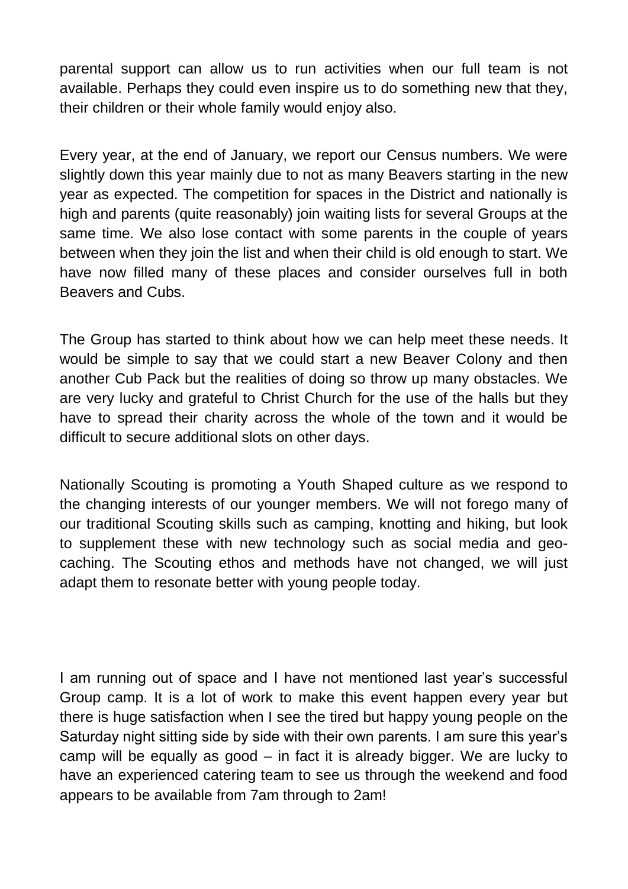parental support can allow us to run activities when our full team is not available. Perhaps they could even inspire us to do something new that they, their children or their whole family would enjoy also.

Every year, at the end of January, we report our Census numbers. We were slightly down this year mainly due to not as many Beavers starting in the new year as expected. The competition for spaces in the District and nationally is high and parents (quite reasonably) join waiting lists for several Groups at the same time. We also lose contact with some parents in the couple of years between when they join the list and when their child is old enough to start. We have now filled many of these places and consider ourselves full in both Beavers and Cubs.

The Group has started to think about how we can help meet these needs. It would be simple to say that we could start a new Beaver Colony and then another Cub Pack but the realities of doing so throw up many obstacles. We are very lucky and grateful to Christ Church for the use of the halls but they have to spread their charity across the whole of the town and it would be difficult to secure additional slots on other days.

Nationally Scouting is promoting a Youth Shaped culture as we respond to the changing interests of our younger members. We will not forego many of our traditional Scouting skills such as camping, knotting and hiking, but look to supplement these with new technology such as social media and geo-caching. The Scouting ethos and methods have not changed, we will just adapt them to resonate better with young people today.

I am running out of space and I have not mentioned last year's successful Group camp. It is a lot of work to make this event happen every year but there is huge satisfaction when I see the tired but happy young people on the Saturday night sitting side by side with their own parents. I am sure this year's camp will be equally as good – in fact it is already bigger. We are lucky to have an experienced catering team to see us through the weekend and food appears to be available from 7am through to 2am!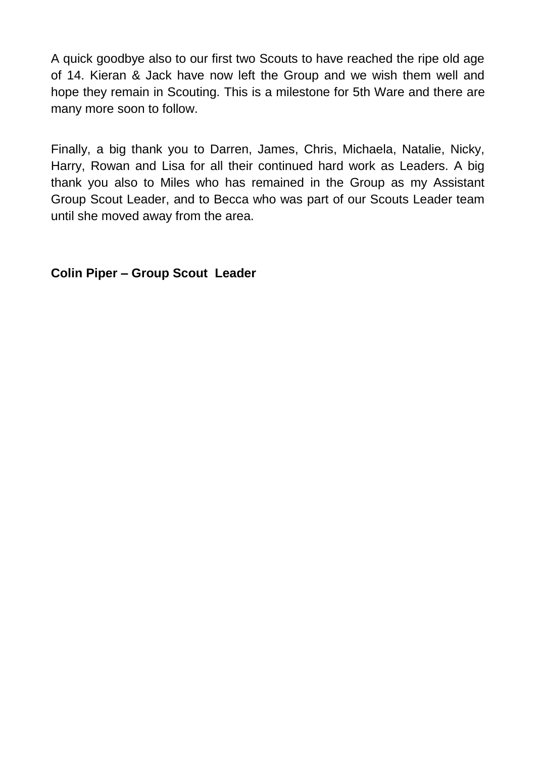A quick goodbye also to our first two Scouts to have reached the ripe old age of 14. Kieran & Jack have now left the Group and we wish them well and hope they remain in Scouting. This is a milestone for 5th Ware and there are many more soon to follow.

Finally, a big thank you to Darren, James, Chris, Michaela, Natalie, Nicky, Harry, Rowan and Lisa for all their continued hard work as Leaders. A big thank you also to Miles who has remained in the Group as my Assistant Group Scout Leader, and to Becca who was part of our Scouts Leader team until she moved away from the area.

**Colin Piper – Group Scout Leader**